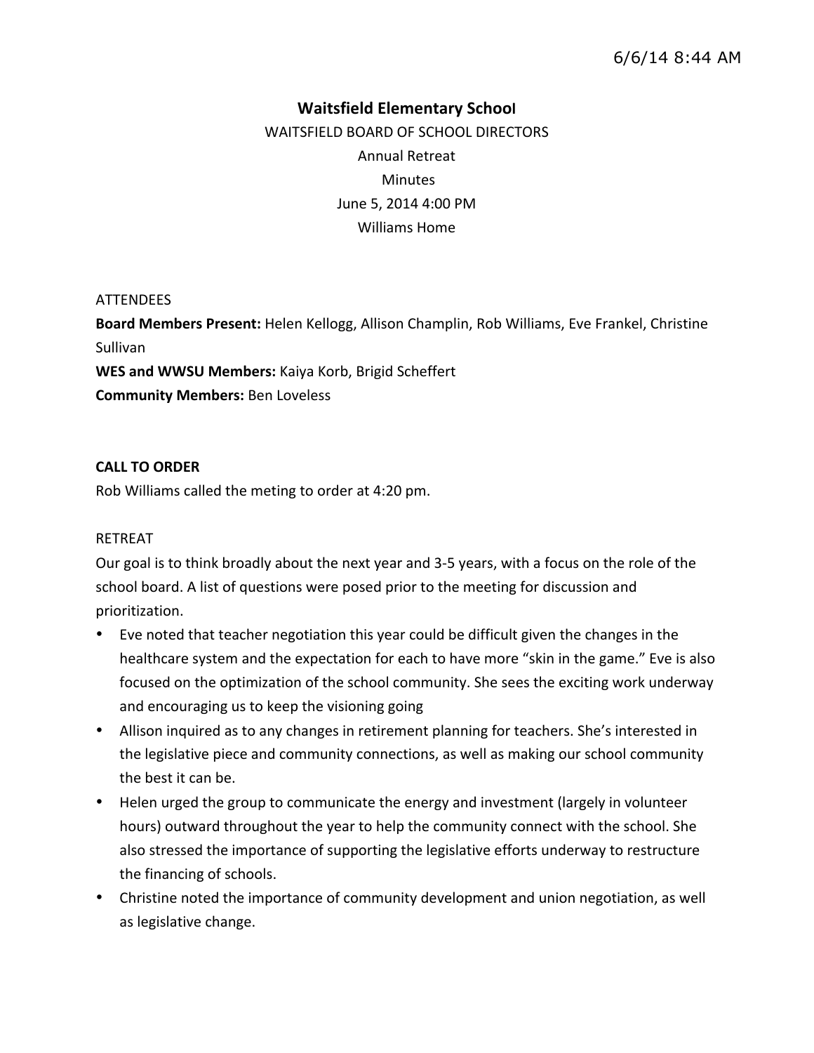# Waitsfield Elementary School

WAITSFIELD BOARD OF SCHOOL DIRECTORS

Annual Retreat

Minutes

June 5, 2014 4:00 PM

Williams Home

ATTENDEES

**Board Members Present:** Helen Kellogg, Allison Champlin, Rob Williams, Eve Frankel, Christine Sullivan

**WES and WWSU Members:** Kaiya Korb, Brigid Scheffert

**Community Members:** Ben Loveless

**CALL TO ORDER**

Rob Williams called the meting to order at 4:20 pm.

RETREAT

Our goal is to think broadly about the next year and 3-5 years, with a focus on the role of the school board. A list of questions were posed prior to the meeting for discussion and prioritization.

- Eve noted that teacher negotiation this year could be difficult given the changes in the healthcare system and the expectation for each to have more "skin in the game." Eve is also focused on the optimization of the school community. She sees the exciting work underway and encouraging us to keep the visioning going
- Allison inquired as to any changes in retirement planning for teachers. She's interested in the legislative piece and community connections, as well as making our school community the best it can be.
- Helen urged the group to communicate the energy and investment (largely in volunteer hours) outward throughout the year to help the community connect with the school. She also stressed the importance of supporting the legislative efforts underway to restructure the financing of schools.
- Christine noted the importance of community development and union negotiation, as well as legislative change.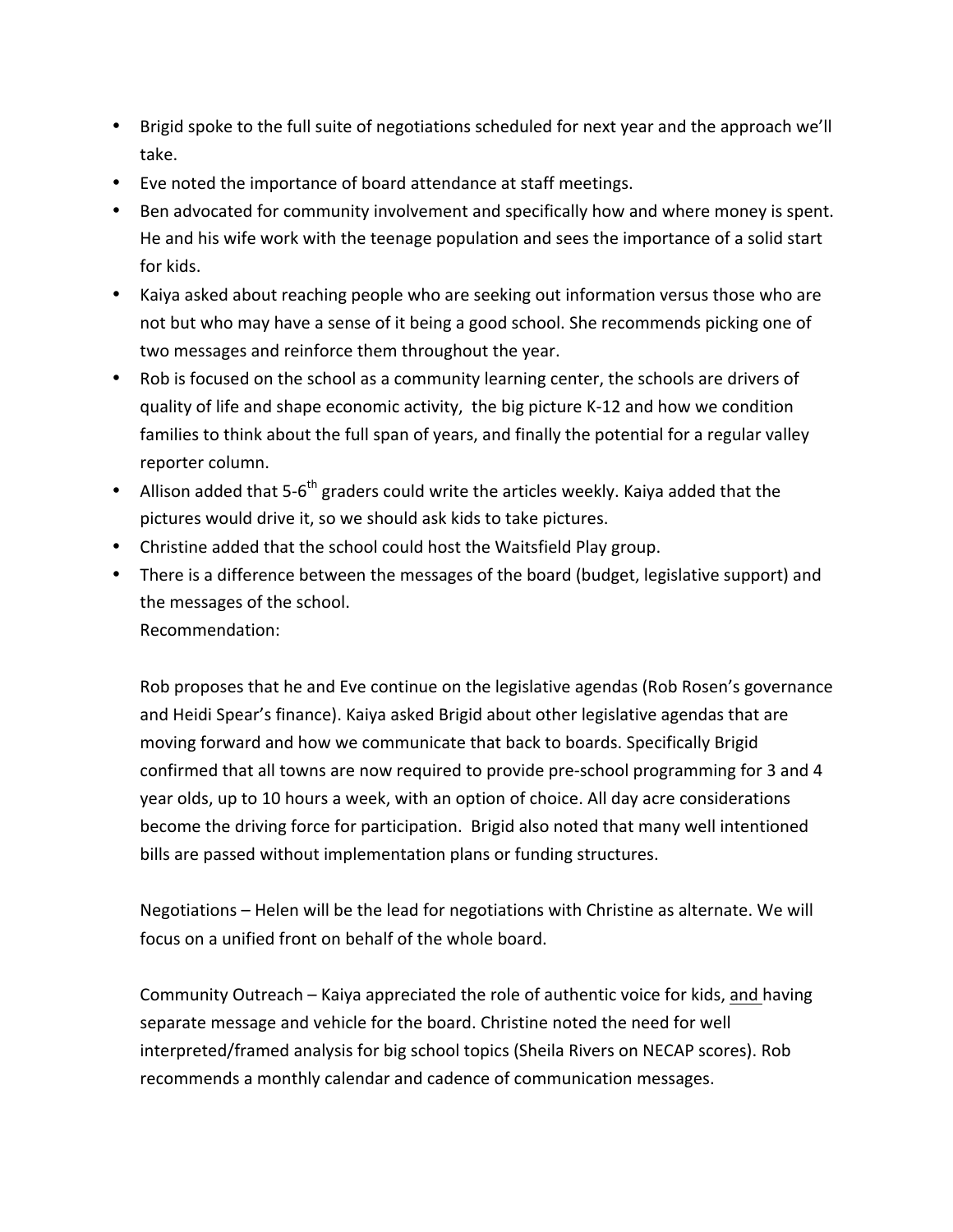- Brigid spoke to the full suite of negotiations scheduled for next year and the approach we'll take.
- Eve noted the importance of board attendance at staff meetings.
- Ben advocated for community involvement and specifically how and where money is spent. He and his wife work with the teenage population and sees the importance of a solid start for kids.
- Kaiya asked about reaching people who are seeking out information versus those who are not but who may have a sense of it being a good school. She recommends picking one of two messages and reinforce them throughout the year.
- Rob is focused on the school as a community learning center, the schools are drivers of quality of life and shape economic activity, the big picture K-12 and how we condition families to think about the full span of years, and finally the potential for a regular valley reporter column.
- Allison added that 5-6th graders could write the articles weekly. Kaiya added that the pictures would drive it, so we should ask kids to take pictures.
- Christine added that the school could host the Waitsfield Play group.
- There is a difference between the messages of the board (budget, legislative support) and the messages of the school.
  Recommendation:

  Rob proposes that he and Eve continue on the legislative agendas (Rob Rosen's governance and Heidi Spear's finance). Kaiya asked Brigid about other legislative agendas that are moving forward and how we communicate that back to boards. Specifically Brigid confirmed that all towns are now required to provide pre-school programming for 3 and 4 year olds, up to 10 hours a week, with an option of choice. All day acre considerations become the driving force for participation. Brigid also noted that many well intentioned bills are passed without implementation plans or funding structures.

  Negotiations – Helen will be the lead for negotiations with Christine as alternate. We will focus on a unified front on behalf of the whole board.

  Community Outreach – Kaiya appreciated the role of authentic voice for kids, and having separate message and vehicle for the board. Christine noted the need for well interpreted/framed analysis for big school topics (Sheila Rivers on NECAP scores). Rob recommends a monthly calendar and cadence of communication messages.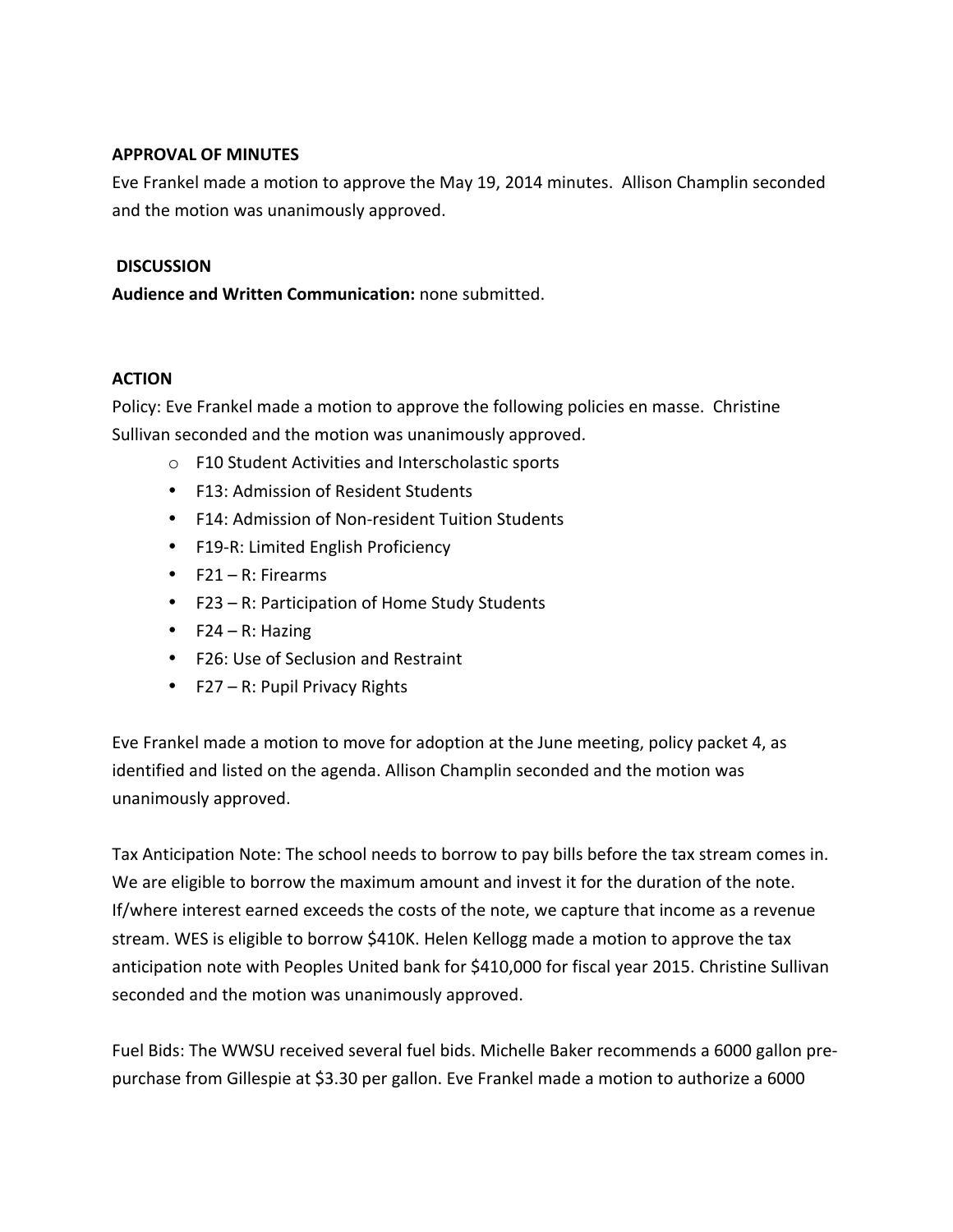**APPROVAL OF MINUTES**

Eve Frankel made a motion to approve the May 19, 2014 minutes. Allison Champlin seconded and the motion was unanimously approved.

**DISCUSSION**

**Audience and Written Communication:** none submitted.

**ACTION**

Policy: Eve Frankel made a motion to approve the following policies en masse. Christine Sullivan seconded and the motion was unanimously approved.

- F10 Student Activities and Interscholastic sports
- F13: Admission of Resident Students
- F14: Admission of Non-resident Tuition Students
- F19-R: Limited English Proficiency
- F21 – R: Firearms
- F23 – R: Participation of Home Study Students
- F24 – R: Hazing
- F26: Use of Seclusion and Restraint
- F27 – R: Pupil Privacy Rights

Eve Frankel made a motion to move for adoption at the June meeting, policy packet 4, as identified and listed on the agenda. Allison Champlin seconded and the motion was unanimously approved.

Tax Anticipation Note: The school needs to borrow to pay bills before the tax stream comes in. We are eligible to borrow the maximum amount and invest it for the duration of the note. If/where interest earned exceeds the costs of the note, we capture that income as a revenue stream. WES is eligible to borrow $410K. Helen Kellogg made a motion to approve the tax anticipation note with Peoples United bank for $410,000 for fiscal year 2015. Christine Sullivan seconded and the motion was unanimously approved.

Fuel Bids: The WWSU received several fuel bids. Michelle Baker recommends a 6000 gallon pre-purchase from Gillespie at $3.30 per gallon. Eve Frankel made a motion to authorize a 6000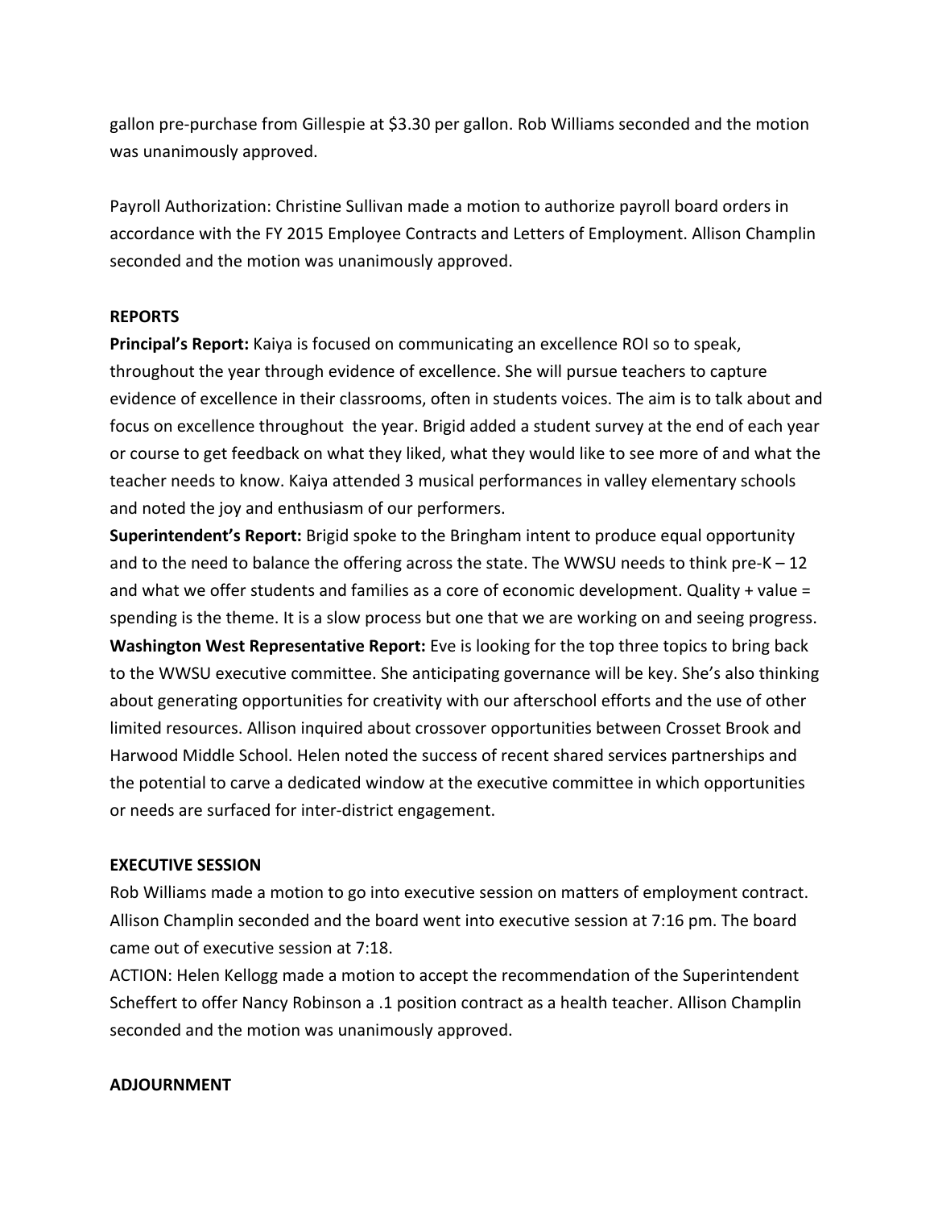gallon pre-purchase from Gillespie at $3.30 per gallon. Rob Williams seconded and the motion was unanimously approved.

Payroll Authorization: Christine Sullivan made a motion to authorize payroll board orders in accordance with the FY 2015 Employee Contracts and Letters of Employment. Allison Champlin seconded and the motion was unanimously approved.

**REPORTS**

**Principal's Report:** Kaiya is focused on communicating an excellence ROI so to speak, throughout the year through evidence of excellence. She will pursue teachers to capture evidence of excellence in their classrooms, often in students voices. The aim is to talk about and focus on excellence throughout the year. Brigid added a student survey at the end of each year or course to get feedback on what they liked, what they would like to see more of and what the teacher needs to know. Kaiya attended 3 musical performances in valley elementary schools and noted the joy and enthusiasm of our performers.

**Superintendent's Report:** Brigid spoke to the Bringham intent to produce equal opportunity and to the need to balance the offering across the state. The WWSU needs to think pre-K – 12 and what we offer students and families as a core of economic development. Quality + value = spending is the theme. It is a slow process but one that we are working on and seeing progress.

**Washington West Representative Report:** Eve is looking for the top three topics to bring back to the WWSU executive committee. She anticipating governance will be key. She's also thinking about generating opportunities for creativity with our afterschool efforts and the use of other limited resources. Allison inquired about crossover opportunities between Crosset Brook and Harwood Middle School. Helen noted the success of recent shared services partnerships and the potential to carve a dedicated window at the executive committee in which opportunities or needs are surfaced for inter-district engagement.

**EXECUTIVE SESSION**

Rob Williams made a motion to go into executive session on matters of employment contract. Allison Champlin seconded and the board went into executive session at 7:16 pm. The board came out of executive session at 7:18.

ACTION: Helen Kellogg made a motion to accept the recommendation of the Superintendent Scheffert to offer Nancy Robinson a .1 position contract as a health teacher. Allison Champlin seconded and the motion was unanimously approved.

**ADJOURNMENT**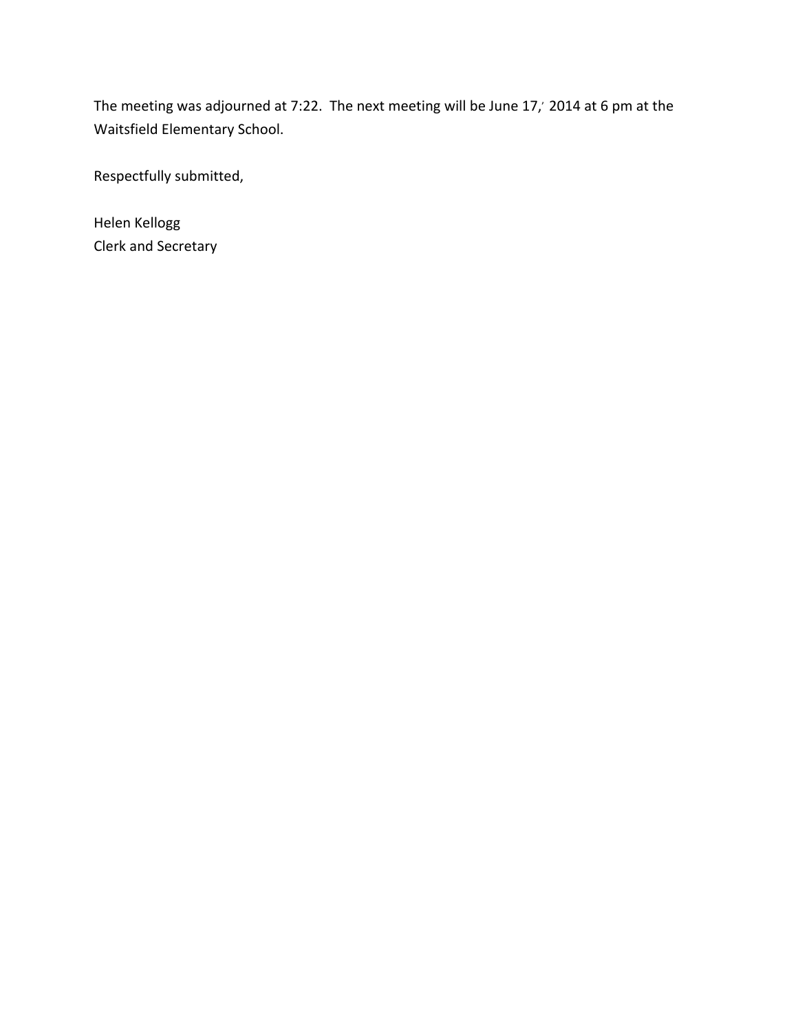The meeting was adjourned at 7:22. The next meeting will be June 17,' 2014 at 6 pm at the Waitsfield Elementary School.

Respectfully submitted,

Helen Kellogg
Clerk and Secretary